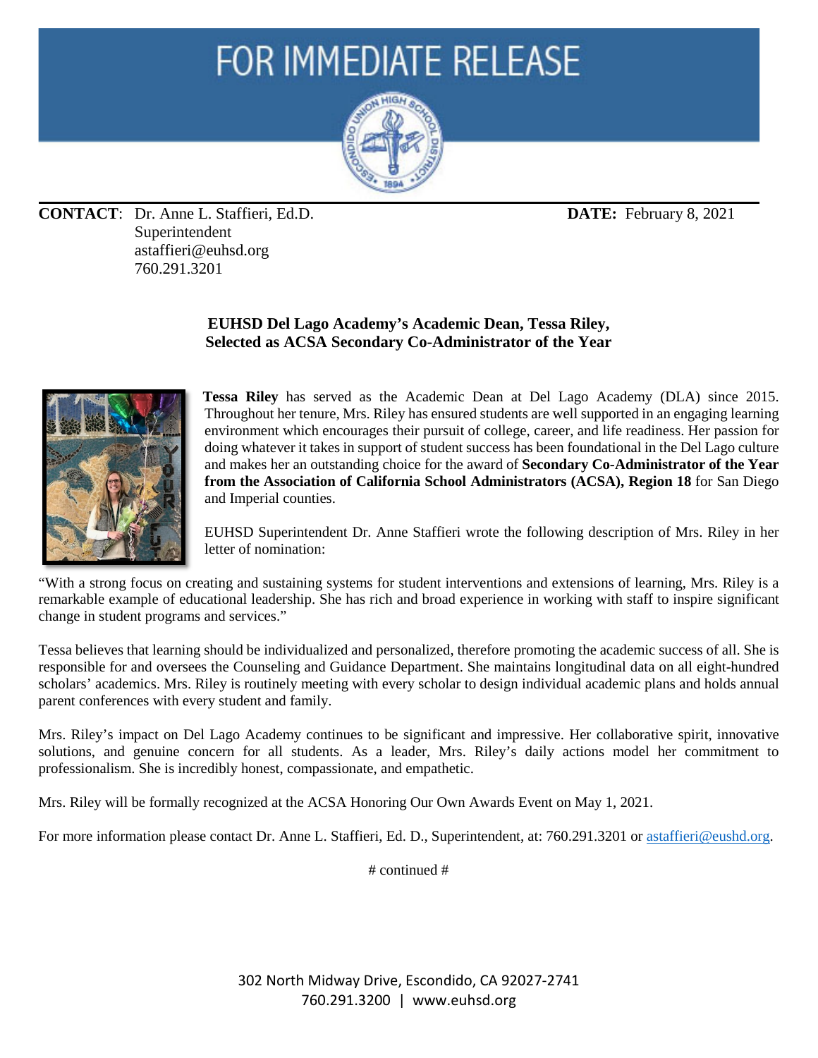# FOR IMMEDIATE RELEASE

**CONTACT**: Dr. Anne L. Staffieri, Ed.D.
Superintendent
astaffieri@euhsd.org
760.291.3201

**DATE:** February 8, 2021

## EUHSD Del Lago Academy's Academic Dean, Tessa Riley, Selected as ACSA Secondary Co-Administrator of the Year

**Tessa Riley** has served as the Academic Dean at Del Lago Academy (DLA) since 2015. Throughout her tenure, Mrs. Riley has ensured students are well supported in an engaging learning environment which encourages their pursuit of college, career, and life readiness. Her passion for doing whatever it takes in support of student success has been foundational in the Del Lago culture and makes her an outstanding choice for the award of **Secondary Co-Administrator of the Year from the Association of California School Administrators (ACSA), Region 18** for San Diego and Imperial counties.

EUHSD Superintendent Dr. Anne Staffieri wrote the following description of Mrs. Riley in her letter of nomination:

"With a strong focus on creating and sustaining systems for student interventions and extensions of learning, Mrs. Riley is a remarkable example of educational leadership. She has rich and broad experience in working with staff to inspire significant change in student programs and services."

Tessa believes that learning should be individualized and personalized, therefore promoting the academic success of all. She is responsible for and oversees the Counseling and Guidance Department. She maintains longitudinal data on all eight-hundred scholars' academics. Mrs. Riley is routinely meeting with every scholar to design individual academic plans and holds annual parent conferences with every student and family.

Mrs. Riley's impact on Del Lago Academy continues to be significant and impressive. Her collaborative spirit, innovative solutions, and genuine concern for all students. As a leader, Mrs. Riley's daily actions model her commitment to professionalism. She is incredibly honest, compassionate, and empathetic.

Mrs. Riley will be formally recognized at the ACSA Honoring Our Own Awards Event on May 1, 2021.

For more information please contact Dr. Anne L. Staffieri, Ed. D., Superintendent, at: 760.291.3201 or [astaffieri@eushd.org](mailto:astaffieri@eushd.org).

# continued #

302 North Midway Drive, Escondido, CA 92027-2741
760.291.3200 | www.euhsd.org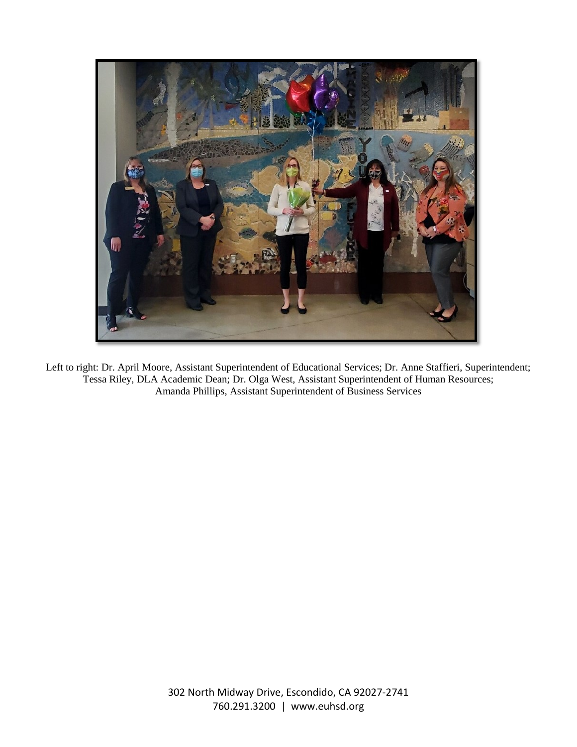Left to right: Dr. April Moore, Assistant Superintendent of Educational Services; Dr. Anne Staffieri, Superintendent; Tessa Riley, DLA Academic Dean; Dr. Olga West, Assistant Superintendent of Human Resources; Amanda Phillips, Assistant Superintendent of Business Services